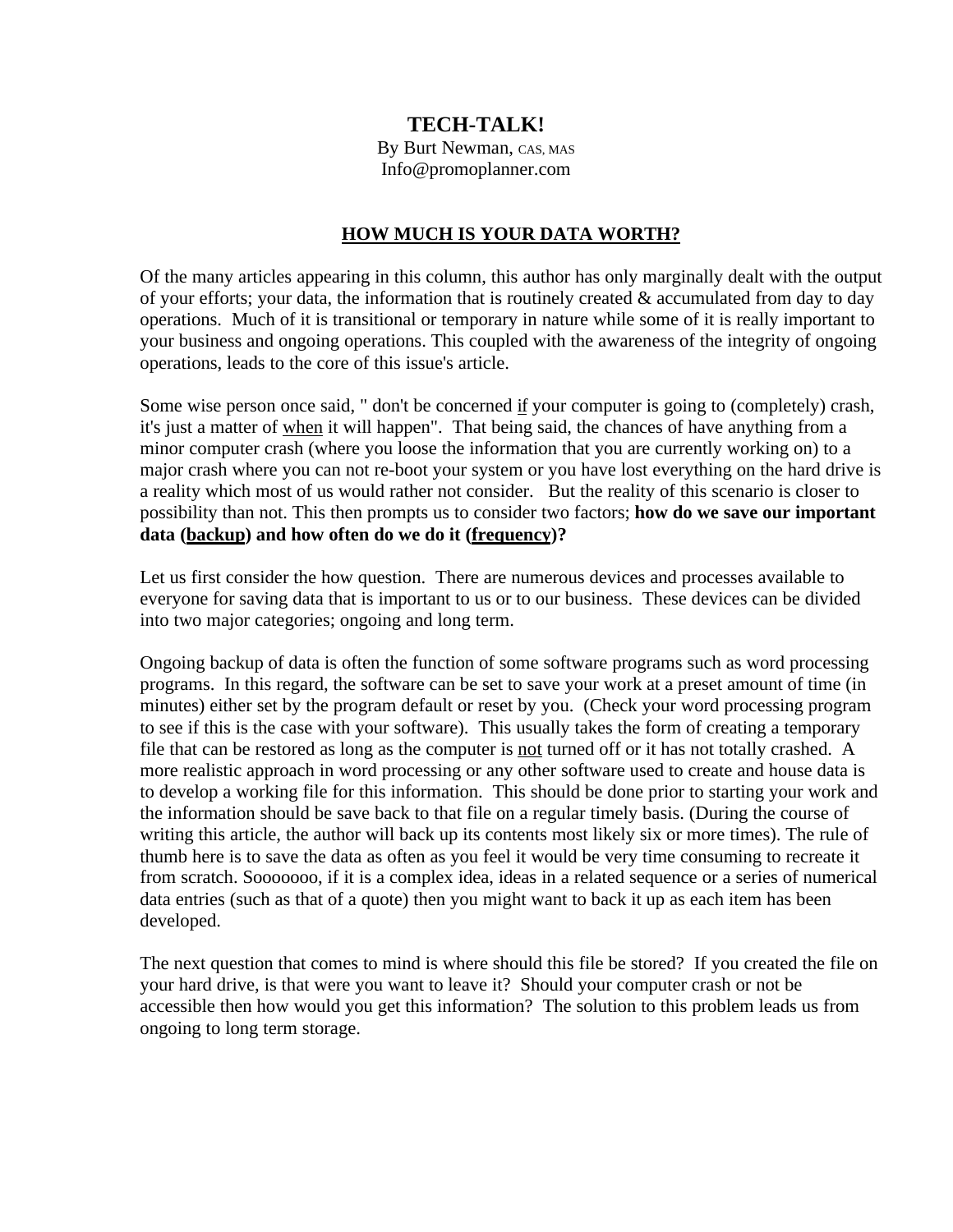# TECH-TALK!

By Burt Newman, CAS, MAS
Info@promoplanner.com

## HOW MUCH IS YOUR DATA WORTH?

Of the many articles appearing in this column, this author has only marginally dealt with the output of your efforts; your data, the information that is routinely created & accumulated from day to day operations. Much of it is transitional or temporary in nature while some of it is really important to your business and ongoing operations. This coupled with the awareness of the integrity of ongoing operations, leads to the core of this issue's article.

Some wise person once said, " don't be concerned if your computer is going to (completely) crash, it's just a matter of when it will happen". That being said, the chances of have anything from a minor computer crash (where you loose the information that you are currently working on) to a major crash where you can not re-boot your system or you have lost everything on the hard drive is a reality which most of us would rather not consider. But the reality of this scenario is closer to possibility than not. This then prompts us to consider two factors; **how do we save our important data (backup) and how often do we do it (frequency)?**

Let us first consider the how question. There are numerous devices and processes available to everyone for saving data that is important to us or to our business. These devices can be divided into two major categories; ongoing and long term.

Ongoing backup of data is often the function of some software programs such as word processing programs. In this regard, the software can be set to save your work at a preset amount of time (in minutes) either set by the program default or reset by you. (Check your word processing program to see if this is the case with your software). This usually takes the form of creating a temporary file that can be restored as long as the computer is not turned off or it has not totally crashed. A more realistic approach in word processing or any other software used to create and house data is to develop a working file for this information. This should be done prior to starting your work and the information should be save back to that file on a regular timely basis. (During the course of writing this article, the author will back up its contents most likely six or more times). The rule of thumb here is to save the data as often as you feel it would be very time consuming to recreate it from scratch. Sooooooo, if it is a complex idea, ideas in a related sequence or a series of numerical data entries (such as that of a quote) then you might want to back it up as each item has been developed.

The next question that comes to mind is where should this file be stored? If you created the file on your hard drive, is that were you want to leave it? Should your computer crash or not be accessible then how would you get this information? The solution to this problem leads us from ongoing to long term storage.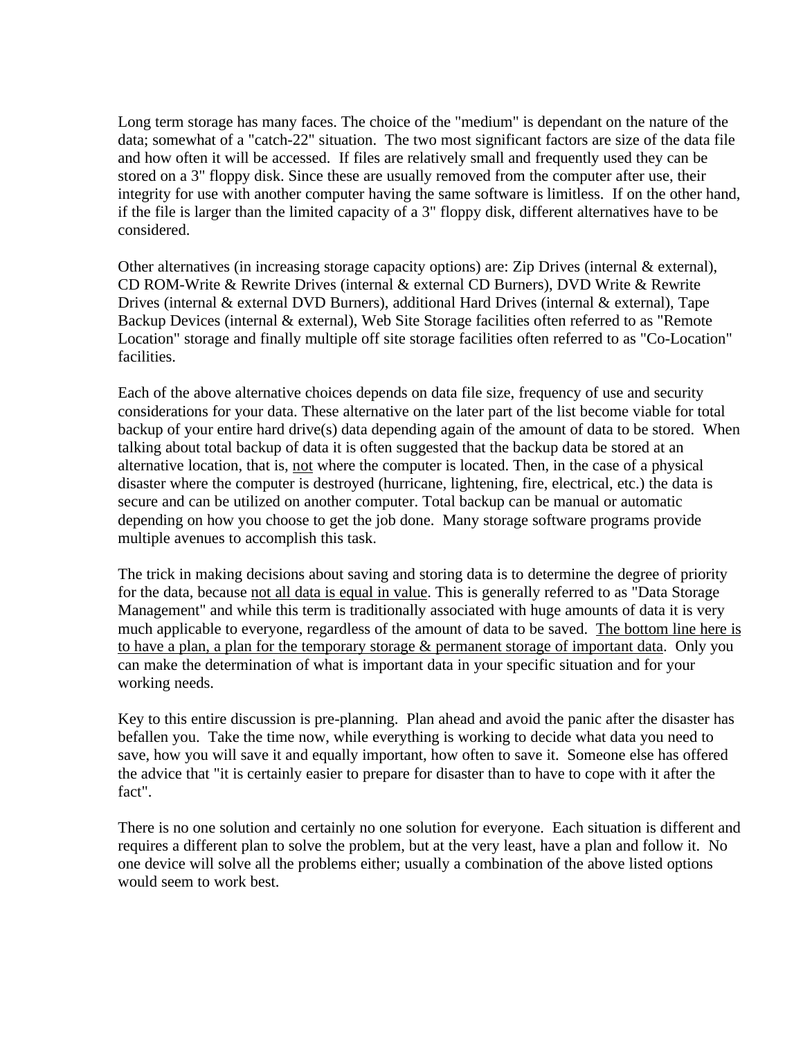Long term storage has many faces. The choice of the "medium" is dependant on the nature of the data; somewhat of a "catch-22" situation. The two most significant factors are size of the data file and how often it will be accessed. If files are relatively small and frequently used they can be stored on a 3" floppy disk. Since these are usually removed from the computer after use, their integrity for use with another computer having the same software is limitless. If on the other hand, if the file is larger than the limited capacity of a 3" floppy disk, different alternatives have to be considered.

Other alternatives (in increasing storage capacity options) are: Zip Drives (internal & external), CD ROM-Write & Rewrite Drives (internal & external CD Burners), DVD Write & Rewrite Drives (internal & external DVD Burners), additional Hard Drives (internal & external), Tape Backup Devices (internal & external), Web Site Storage facilities often referred to as "Remote Location" storage and finally multiple off site storage facilities often referred to as "Co-Location" facilities.

Each of the above alternative choices depends on data file size, frequency of use and security considerations for your data. These alternative on the later part of the list become viable for total backup of your entire hard drive(s) data depending again of the amount of data to be stored. When talking about total backup of data it is often suggested that the backup data be stored at an alternative location, that is, <u>not</u> where the computer is located. Then, in the case of a physical disaster where the computer is destroyed (hurricane, lightening, fire, electrical, etc.) the data is secure and can be utilized on another computer. Total backup can be manual or automatic depending on how you choose to get the job done. Many storage software programs provide multiple avenues to accomplish this task.

The trick in making decisions about saving and storing data is to determine the degree of priority for the data, because <u>not all data is equal in value</u>. This is generally referred to as "Data Storage Management" and while this term is traditionally associated with huge amounts of data it is very much applicable to everyone, regardless of the amount of data to be saved. <u>The bottom line here is to have a plan, a plan for the temporary storage & permanent storage of important data</u>. Only you can make the determination of what is important data in your specific situation and for your working needs.

Key to this entire discussion is pre-planning. Plan ahead and avoid the panic after the disaster has befallen you. Take the time now, while everything is working to decide what data you need to save, how you will save it and equally important, how often to save it. Someone else has offered the advice that "it is certainly easier to prepare for disaster than to have to cope with it after the fact".

There is no one solution and certainly no one solution for everyone. Each situation is different and requires a different plan to solve the problem, but at the very least, have a plan and follow it. No one device will solve all the problems either; usually a combination of the above listed options would seem to work best.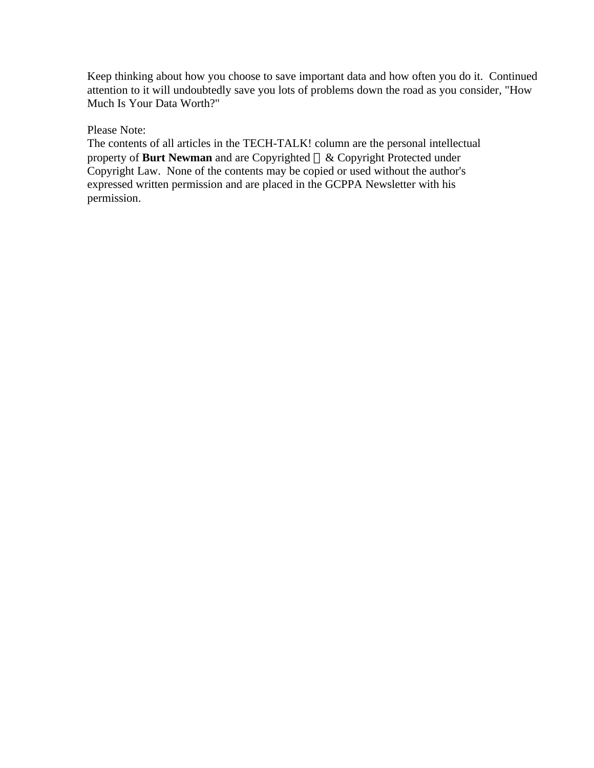Keep thinking about how you choose to save important data and how often you do it. Continued attention to it will undoubtedly save you lots of problems down the road as you consider, "How Much Is Your Data Worth?"

Please Note:
The contents of all articles in the TECH-TALK! column are the personal intellectual property of **Burt Newman** and are Copyrighted  & Copyright Protected under Copyright Law. None of the contents may be copied or used without the author's expressed written permission and are placed in the GCPPA Newsletter with his permission.